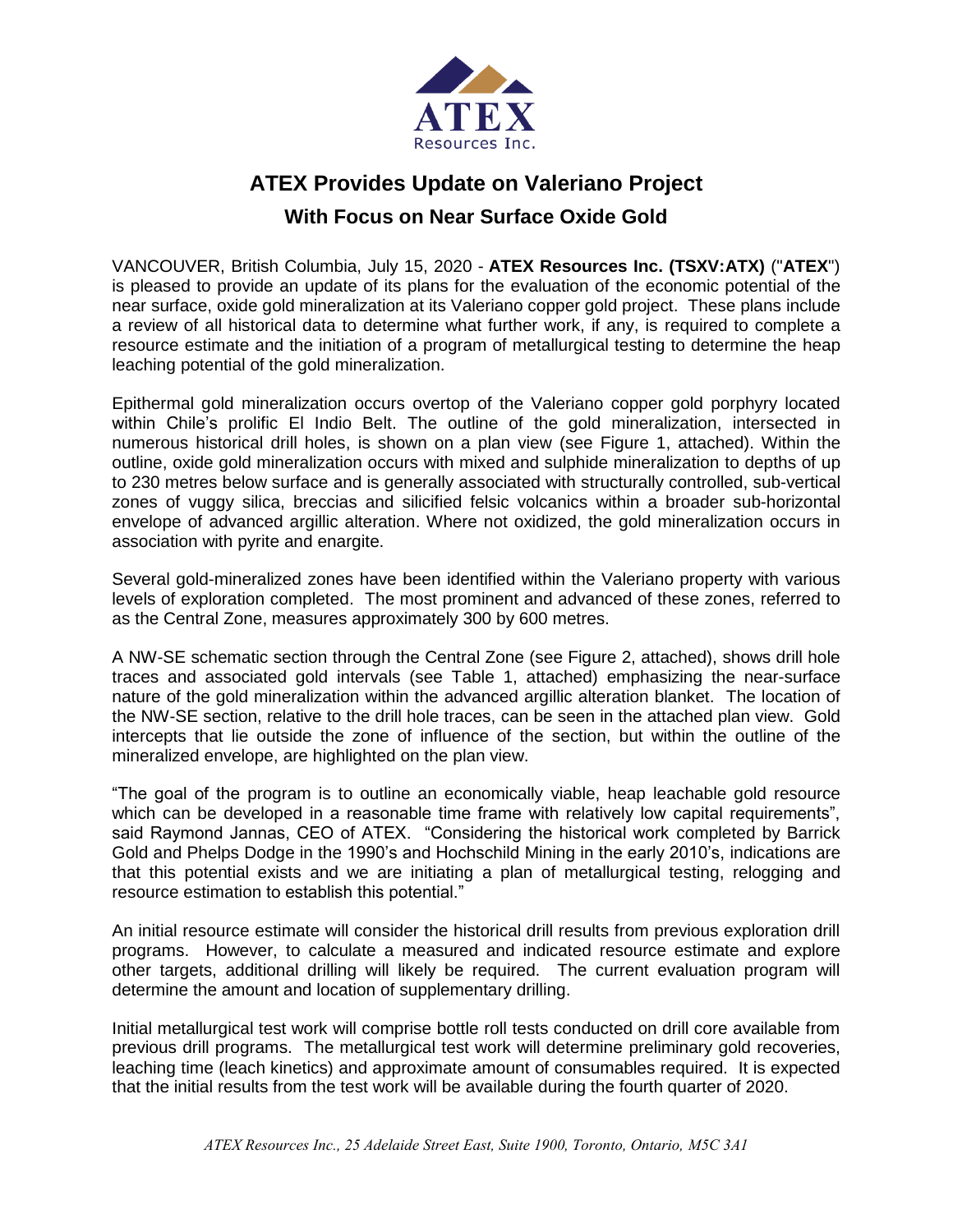# ATEX Provides Update on Valeriano Project

## With Focus on Near Surface Oxide Gold

VANCOUVER, British Columbia, July 15, 2020 - **ATEX Resources Inc. (TSXV:ATX)** ("**ATEX**") is pleased to provide an update of its plans for the evaluation of the economic potential of the near surface, oxide gold mineralization at its Valeriano copper gold project. These plans include a review of all historical data to determine what further work, if any, is required to complete a resource estimate and the initiation of a program of metallurgical testing to determine the heap leaching potential of the gold mineralization.

Epithermal gold mineralization occurs overtop of the Valeriano copper gold porphyry located within Chile's prolific El Indio Belt. The outline of the gold mineralization, intersected in numerous historical drill holes, is shown on a plan view (see Figure 1, attached). Within the outline, oxide gold mineralization occurs with mixed and sulphide mineralization to depths of up to 230 metres below surface and is generally associated with structurally controlled, sub-vertical zones of vuggy silica, breccias and silicified felsic volcanics within a broader sub-horizontal envelope of advanced argillic alteration. Where not oxidized, the gold mineralization occurs in association with pyrite and enargite.

Several gold-mineralized zones have been identified within the Valeriano property with various levels of exploration completed. The most prominent and advanced of these zones, referred to as the Central Zone, measures approximately 300 by 600 metres.

A NW-SE schematic section through the Central Zone (see Figure 2, attached), shows drill hole traces and associated gold intervals (see Table 1, attached) emphasizing the near-surface nature of the gold mineralization within the advanced argillic alteration blanket. The location of the NW-SE section, relative to the drill hole traces, can be seen in the attached plan view. Gold intercepts that lie outside the zone of influence of the section, but within the outline of the mineralized envelope, are highlighted on the plan view.

"The goal of the program is to outline an economically viable, heap leachable gold resource which can be developed in a reasonable time frame with relatively low capital requirements", said Raymond Jannas, CEO of ATEX. "Considering the historical work completed by Barrick Gold and Phelps Dodge in the 1990's and Hochschild Mining in the early 2010's, indications are that this potential exists and we are initiating a plan of metallurgical testing, relogging and resource estimation to establish this potential."

An initial resource estimate will consider the historical drill results from previous exploration drill programs. However, to calculate a measured and indicated resource estimate and explore other targets, additional drilling will likely be required. The current evaluation program will determine the amount and location of supplementary drilling.

Initial metallurgical test work will comprise bottle roll tests conducted on drill core available from previous drill programs. The metallurgical test work will determine preliminary gold recoveries, leaching time (leach kinetics) and approximate amount of consumables required. It is expected that the initial results from the test work will be available during the fourth quarter of 2020.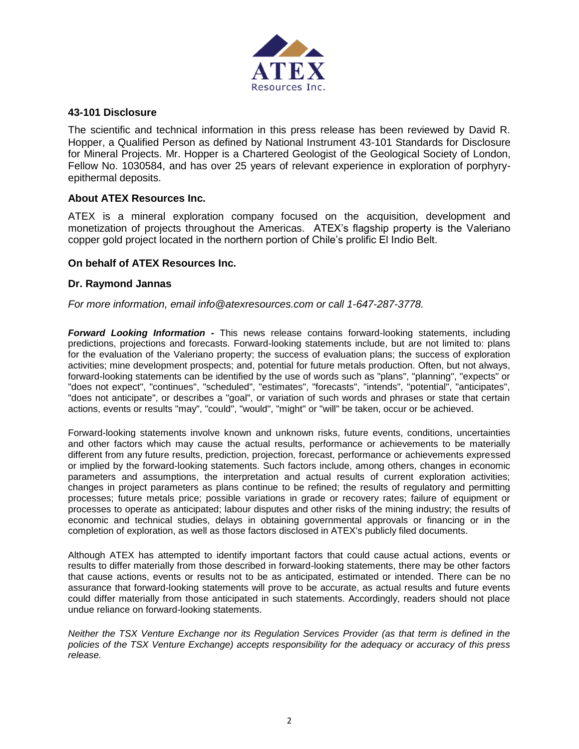## 43-101 Disclosure

The scientific and technical information in this press release has been reviewed by David R. Hopper, a Qualified Person as defined by National Instrument 43-101 Standards for Disclosure for Mineral Projects. Mr. Hopper is a Chartered Geologist of the Geological Society of London, Fellow No. 1030584, and has over 25 years of relevant experience in exploration of porphyry-epithermal deposits.

## About ATEX Resources Inc.

ATEX is a mineral exploration company focused on the acquisition, development and monetization of projects throughout the Americas. ATEX's flagship property is the Valeriano copper gold project located in the northern portion of Chile's prolific El Indio Belt.

## On behalf of ATEX Resources Inc.

## Dr. Raymond Jannas

*For more information, email info@atexresources.com or call 1-647-287-3778.*

***Forward Looking Information -*** This news release contains forward-looking statements, including predictions, projections and forecasts. Forward-looking statements include, but are not limited to: plans for the evaluation of the Valeriano property; the success of evaluation plans; the success of exploration activities; mine development prospects; and, potential for future metals production. Often, but not always, forward-looking statements can be identified by the use of words such as "plans", "planning", "expects" or "does not expect", "continues", "scheduled", "estimates", "forecasts", "intends", "potential", "anticipates", "does not anticipate", or describes a "goal", or variation of such words and phrases or state that certain actions, events or results "may", "could", "would", "might" or "will" be taken, occur or be achieved.

Forward-looking statements involve known and unknown risks, future events, conditions, uncertainties and other factors which may cause the actual results, performance or achievements to be materially different from any future results, prediction, projection, forecast, performance or achievements expressed or implied by the forward-looking statements. Such factors include, among others, changes in economic parameters and assumptions, the interpretation and actual results of current exploration activities; changes in project parameters as plans continue to be refined; the results of regulatory and permitting processes; future metals price; possible variations in grade or recovery rates; failure of equipment or processes to operate as anticipated; labour disputes and other risks of the mining industry; the results of economic and technical studies, delays in obtaining governmental approvals or financing or in the completion of exploration, as well as those factors disclosed in ATEX's publicly filed documents.

Although ATEX has attempted to identify important factors that could cause actual actions, events or results to differ materially from those described in forward-looking statements, there may be other factors that cause actions, events or results not to be as anticipated, estimated or intended. There can be no assurance that forward-looking statements will prove to be accurate, as actual results and future events could differ materially from those anticipated in such statements. Accordingly, readers should not place undue reliance on forward-looking statements.

*Neither the TSX Venture Exchange nor its Regulation Services Provider (as that term is defined in the policies of the TSX Venture Exchange) accepts responsibility for the adequacy or accuracy of this press release.*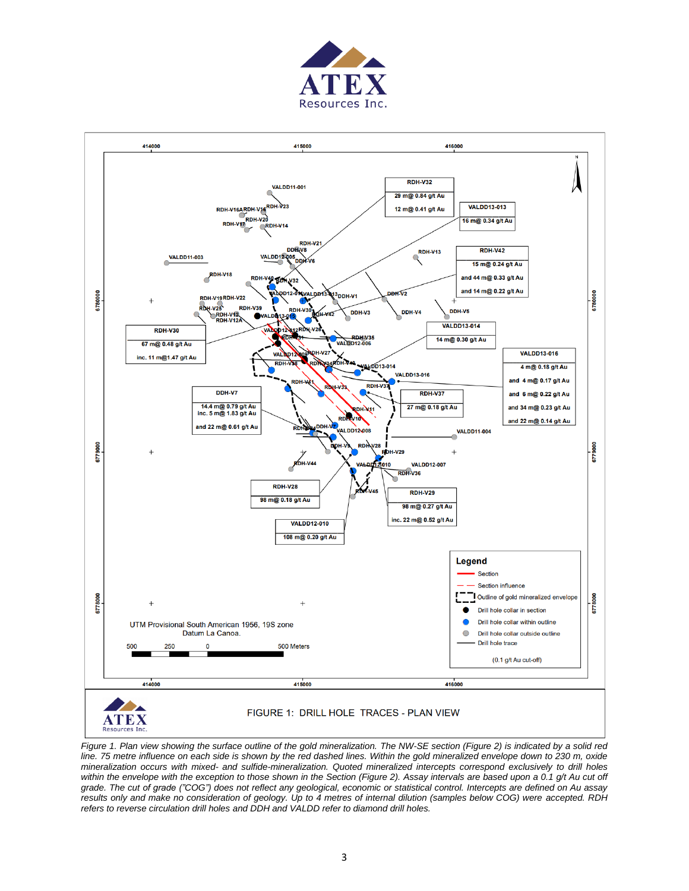Figure 1. Plan view showing the surface outline of the gold mineralization. The NW-SE section (Figure 2) is indicated by a solid red line. 75 metre influence on each side is shown by the red dashed lines. Within the gold mineralized envelope down to 230 m, oxide mineralization occurs with mixed- and sulfide-mineralization. Quoted mineralized intercepts correspond exclusively to drill holes within the envelope with the exception to those shown in the Section (Figure 2). Assay intervals are based upon a 0.1 g/t Au cut off grade. The cut of grade ("COG") does not reflect any geological, economic or statistical control. Intercepts are defined on Au assay results only and make no consideration of geology. Up to 4 metres of internal dilution (samples below COG) were accepted. RDH refers to reverse circulation drill holes and DDH and VALDD refer to diamond drill holes.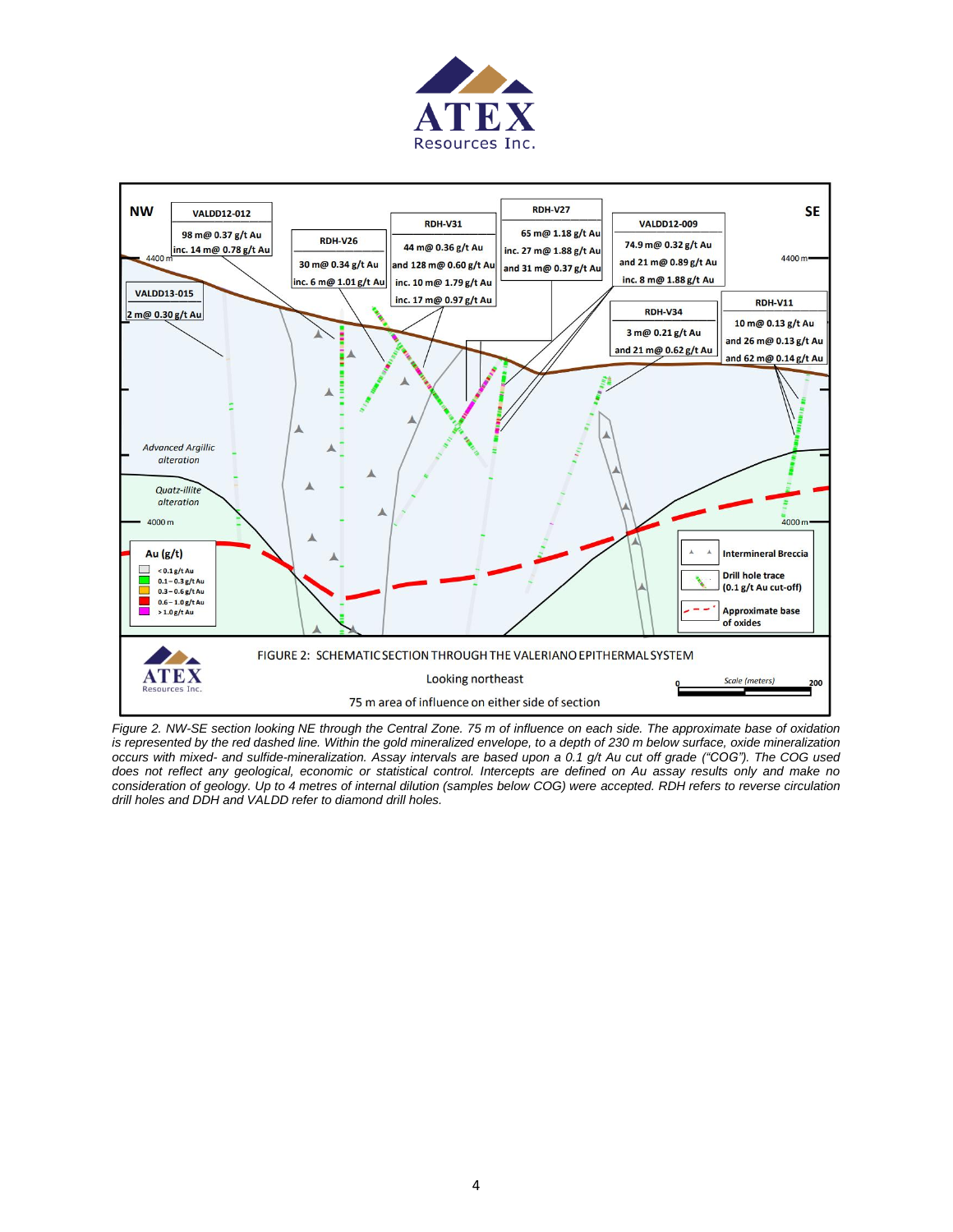NW | SE

**VALDD12-012**
98 m@ 0.37 g/t Au
inc. 14 m@ 0.78 g/t Au

**RDH-V26**
30 m@ 0.34 g/t Au
inc. 6 m@ 1.01 g/t Au

**RDH-V31**
44 m@ 0.36 g/t Au
and 128 m@ 0.60 g/t Au
inc. 10 m@ 1.79 g/t Au
inc. 17 m@ 0.97 g/t Au

**RDH-V27**
65 m@ 1.18 g/t Au
inc. 27 m@ 1.88 g/t Au
and 31 m@ 0.37 g/t Au

**VALDD12-009**
74.9 m@ 0.32 g/t Au
and 21 m@ 0.89 g/t Au
inc. 8 m@ 1.88 g/t Au

**VALDD13-015**
2 m@ 0.30 g/t Au

**RDH-V34**
3 m@ 0.21 g/t Au
and 21 m@ 0.62 g/t Au

**RDH-V11**
10 m@ 0.13 g/t Au
and 26 m@ 0.13 g/t Au
and 62 m@ 0.14 g/t Au

4400 m | 4000 m

Advanced Argillic alteration

Quartz-illite alteration

**Au (g/t)**
- <0.1 g/t Au
- 0.1 – 0.3 g/t Au
- 0.3 – 0.6 g/t Au
- 0.6 – 1.0 g/t Au
- >1.0 g/t Au

Intermineral Breccia

Drill hole trace (0.1 g/t Au cut-off)

Approximate base of oxides

FIGURE 2: SCHEMATIC SECTION THROUGH THE VALERIANO EPITHERMAL SYSTEM

Looking northeast

75 m area of influence on either side of section

Scale (meters) 0 200

*Figure 2. NW-SE section looking NE through the Central Zone. 75 m of influence on each side. The approximate base of oxidation is represented by the red dashed line. Within the gold mineralized envelope, to a depth of 230 m below surface, oxide mineralization occurs with mixed- and sulfide-mineralization. Assay intervals are based upon a 0.1 g/t Au cut off grade ("COG"). The COG used does not reflect any geological, economic or statistical control. Intercepts are defined on Au assay results only and make no consideration of geology. Up to 4 metres of internal dilution (samples below COG) were accepted. RDH refers to reverse circulation drill holes and DDH and VALDD refer to diamond drill holes.*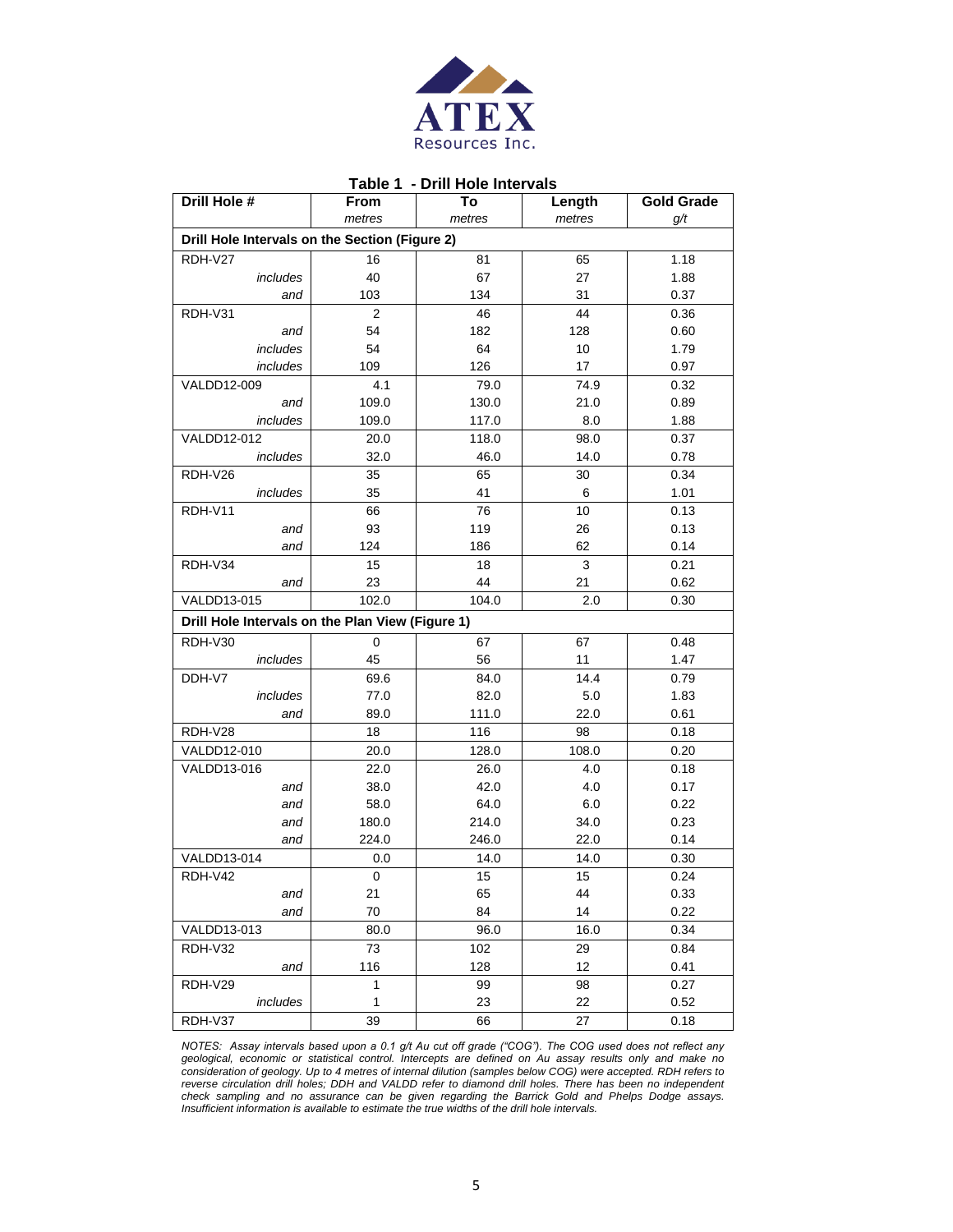**ATEX Resources Inc.**

## Table 1 - Drill Hole Intervals

| Drill Hole # | From | To | Length | Gold Grade |
|---|---|---|---|---|
| | *metres* | *metres* | *metres* | *g/t* |
| **Drill Hole Intervals on the Section (Figure 2)** | | | | |
| RDH-V27 | 16 | 81 | 65 | 1.18 |
| *includes* | 40 | 67 | 27 | 1.88 |
| *and* | 103 | 134 | 31 | 0.37 |
| RDH-V31 | 2 | 46 | 44 | 0.36 |
| *and* | 54 | 182 | 128 | 0.60 |
| *includes* | 54 | 64 | 10 | 1.79 |
| *includes* | 109 | 126 | 17 | 0.97 |
| VALDD12-009 | 4.1 | 79.0 | 74.9 | 0.32 |
| *and* | 109.0 | 130.0 | 21.0 | 0.89 |
| *includes* | 109.0 | 117.0 | 8.0 | 1.88 |
| VALDD12-012 | 20.0 | 118.0 | 98.0 | 0.37 |
| *includes* | 32.0 | 46.0 | 14.0 | 0.78 |
| RDH-V26 | 35 | 65 | 30 | 0.34 |
| *includes* | 35 | 41 | 6 | 1.01 |
| RDH-V11 | 66 | 76 | 10 | 0.13 |
| *and* | 93 | 119 | 26 | 0.13 |
| *and* | 124 | 186 | 62 | 0.14 |
| RDH-V34 | 15 | 18 | 3 | 0.21 |
| *and* | 23 | 44 | 21 | 0.62 |
| VALDD13-015 | 102.0 | 104.0 | 2.0 | 0.30 |
| **Drill Hole Intervals on the Plan View (Figure 1)** | | | | |
| RDH-V30 | 0 | 67 | 67 | 0.48 |
| *includes* | 45 | 56 | 11 | 1.47 |
| DDH-V7 | 69.6 | 84.0 | 14.4 | 0.79 |
| *includes* | 77.0 | 82.0 | 5.0 | 1.83 |
| *and* | 89.0 | 111.0 | 22.0 | 0.61 |
| RDH-V28 | 18 | 116 | 98 | 0.18 |
| VALDD12-010 | 20.0 | 128.0 | 108.0 | 0.20 |
| VALDD13-016 | 22.0 | 26.0 | 4.0 | 0.18 |
| *and* | 38.0 | 42.0 | 4.0 | 0.17 |
| *and* | 58.0 | 64.0 | 6.0 | 0.22 |
| *and* | 180.0 | 214.0 | 34.0 | 0.23 |
| *and* | 224.0 | 246.0 | 22.0 | 0.14 |
| VALDD13-014 | 0.0 | 14.0 | 14.0 | 0.30 |
| RDH-V42 | 0 | 15 | 15 | 0.24 |
| *and* | 21 | 65 | 44 | 0.33 |
| *and* | 70 | 84 | 14 | 0.22 |
| VALDD13-013 | 80.0 | 96.0 | 16.0 | 0.34 |
| RDH-V32 | 73 | 102 | 29 | 0.84 |
| *and* | 116 | 128 | 12 | 0.41 |
| RDH-V29 | 1 | 99 | 98 | 0.27 |
| *includes* | 1 | 23 | 22 | 0.52 |
| RDH-V37 | 39 | 66 | 27 | 0.18 |

*NOTES: Assay intervals based upon a 0.1 g/t Au cut off grade ("COG"). The COG used does not reflect any geological, economic or statistical control. Intercepts are defined on Au assay results only and make no consideration of geology. Up to 4 metres of internal dilution (samples below COG) were accepted. RDH refers to reverse circulation drill holes; DDH and VALDD refer to diamond drill holes. There has been no independent check sampling and no assurance can be given regarding the Barrick Gold and Phelps Dodge assays. Insufficient information is available to estimate the true widths of the drill hole intervals.*